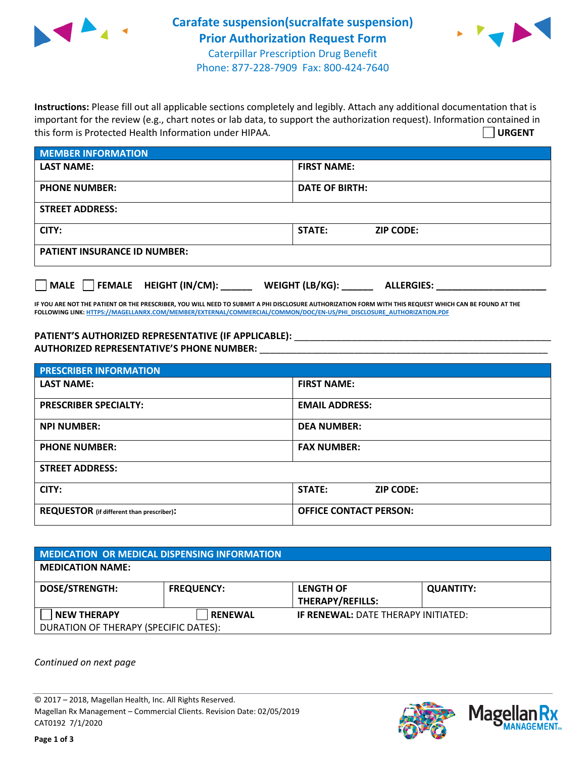# Carafate suspension(sucralfate suspension) Prior Authorization Request Form

Caterpillar Prescription Drug Benefit
Phone: 877-228-7909 Fax: 800-424-7640

**Instructions:** Please fill out all applicable sections completely and legibly. Attach any additional documentation that is important for the review (e.g., chart notes or lab data, to support the authorization request). Information contained in this form is Protected Health Information under HIPAA. ☐ **URGENT**

| **MEMBER INFORMATION** | |
|---|---|
| **LAST NAME:** | **FIRST NAME:** |
| **PHONE NUMBER:** | **DATE OF BIRTH:** |
| **STREET ADDRESS:** | |
| **CITY:** | **STATE:** **ZIP CODE:** |
| **PATIENT INSURANCE ID NUMBER:** | |

☐ **MALE** ☐ **FEMALE** **HEIGHT (IN/CM):** ______ **WEIGHT (LB/KG):** ______ **ALLERGIES:** ____________________

**IF YOU ARE NOT THE PATIENT OR THE PRESCRIBER, YOU WILL NEED TO SUBMIT A PHI DISCLOSURE AUTHORIZATION FORM WITH THIS REQUEST WHICH CAN BE FOUND AT THE FOLLOWING LINK: HTTPS://MAGELLANRX.COM/MEMBER/EXTERNAL/COMMERCIAL/COMMON/DOC/EN-US/PHI_DISCLOSURE_AUTHORIZATION.PDF**

**PATIENT'S AUTHORIZED REPRESENTATIVE (IF APPLICABLE):** ____________________________________________
**AUTHORIZED REPRESENTATIVE'S PHONE NUMBER:** ____________________________________________

| **PRESCRIBER INFORMATION** | |
|---|---|
| **LAST NAME:** | **FIRST NAME:** |
| **PRESCRIBER SPECIALTY:** | **EMAIL ADDRESS:** |
| **NPI NUMBER:** | **DEA NUMBER:** |
| **PHONE NUMBER:** | **FAX NUMBER:** |
| **STREET ADDRESS:** | |
| **CITY:** | **STATE:** **ZIP CODE:** |
| **REQUESTOR** (if different than prescriber)**:** | **OFFICE CONTACT PERSON:** |

| **MEDICATION OR MEDICAL DISPENSING INFORMATION** | | | |
|---|---|---|---|
| **MEDICATION NAME:** | | | |
| **DOSE/STRENGTH:** | **FREQUENCY:** | **LENGTH OF THERAPY/REFILLS:** | **QUANTITY:** |
| ☐ **NEW THERAPY** | ☐ **RENEWAL** | **IF RENEWAL:** DATE THERAPY INITIATED: | |
| DURATION OF THERAPY (SPECIFIC DATES): | | | |

*Continued on next page*

© 2017 – 2018, Magellan Health, Inc. All Rights Reserved.
Magellan Rx Management – Commercial Clients. Revision Date: 02/05/2019
CAT0192 7/1/2020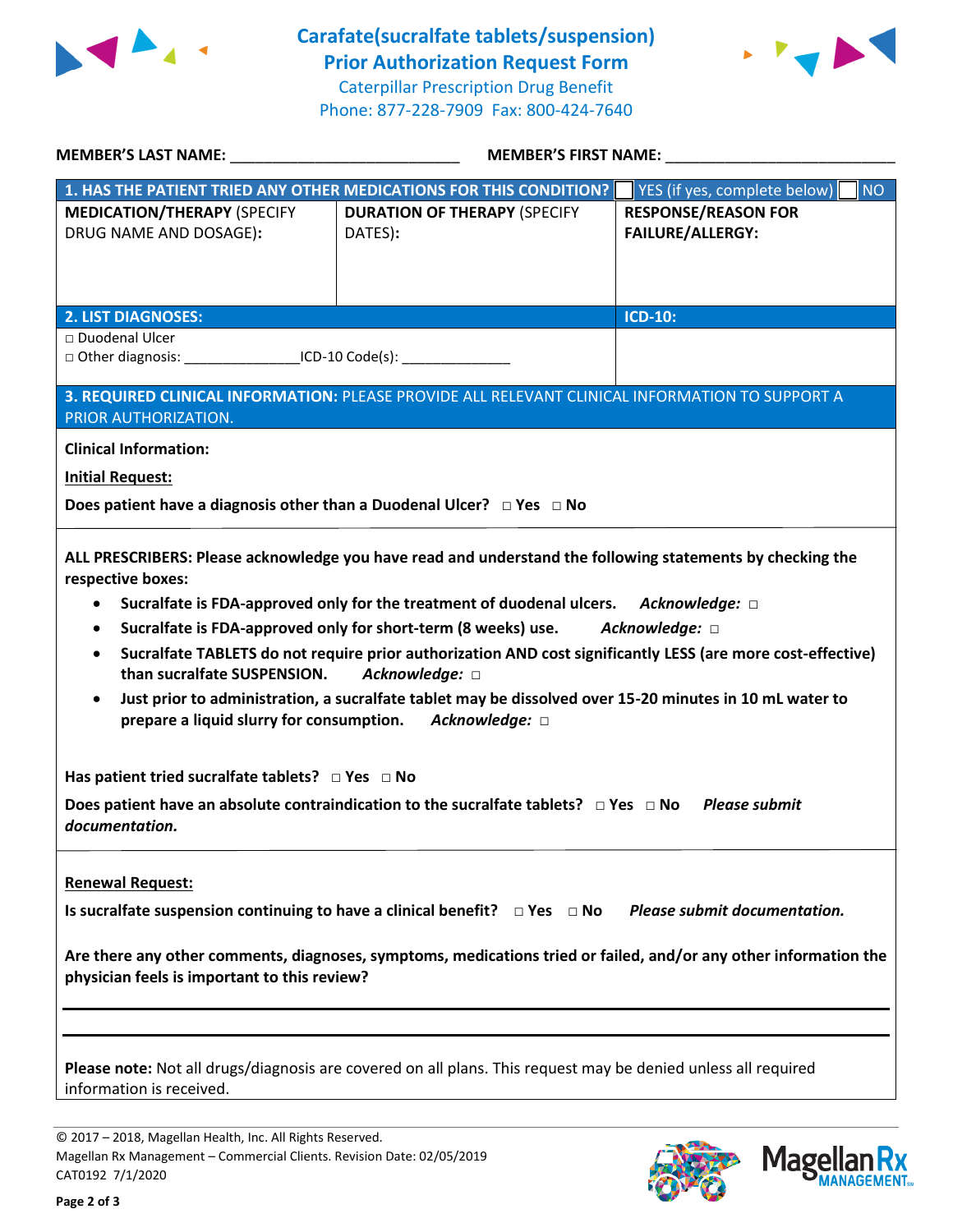# Carafate(sucralfate tablets/suspension)
## Prior Authorization Request Form

Caterpillar Prescription Drug Benefit
Phone: 877-228-7909 Fax: 800-424-7640

**MEMBER'S LAST NAME:** ___________________________ **MEMBER'S FIRST NAME:** ___________________________

| **1. HAS THE PATIENT TRIED ANY OTHER MEDICATIONS FOR THIS CONDITION?** | | ☐ YES (if yes, complete below) ☐ NO |
|---|---|---|
| **MEDICATION/THERAPY** (SPECIFY DRUG NAME AND DOSAGE)**:** | **DURATION OF THERAPY** (SPECIFY DATES)**:** | **RESPONSE/REASON FOR FAILURE/ALLERGY:** |
| | | |

| **2. LIST DIAGNOSES:** | **ICD-10:** |
|---|---|
| □ Duodenal Ulcer<br>□ Other diagnosis: _______________ICD-10 Code(s): ______________ | |

**3. REQUIRED CLINICAL INFORMATION:** PLEASE PROVIDE ALL RELEVANT CLINICAL INFORMATION TO SUPPORT A PRIOR AUTHORIZATION.

**Clinical Information:**

**Initial Request:**

**Does patient have a diagnosis other than a Duodenal Ulcer?** □ **Yes** □ **No**

**ALL PRESCRIBERS: Please acknowledge you have read and understand the following statements by checking the respective boxes:**

- **Sucralfate is FDA-approved only for the treatment of duodenal ulcers.** ***Acknowledge:*** □
- **Sucralfate is FDA-approved only for short-term (8 weeks) use.** ***Acknowledge:*** □
- **Sucralfate TABLETS do not require prior authorization AND cost significantly LESS (are more cost-effective) than sucralfate SUSPENSION.** ***Acknowledge:*** □
- **Just prior to administration, a sucralfate tablet may be dissolved over 15-20 minutes in 10 mL water to prepare a liquid slurry for consumption.** ***Acknowledge:*** □

**Has patient tried sucralfate tablets?** □ **Yes** □ **No**

**Does patient have an absolute contraindication to the sucralfate tablets?** □ **Yes** □ **No** ***Please submit documentation.***

**Renewal Request:**

**Is sucralfate suspension continuing to have a clinical benefit?** □ **Yes** □ **No** ***Please submit documentation.***

**Are there any other comments, diagnoses, symptoms, medications tried or failed, and/or any other information the physician feels is important to this review?**

_______________________________________________________________________________

_______________________________________________________________________________

**Please note:** Not all drugs/diagnosis are covered on all plans. This request may be denied unless all required information is received.

© 2017 – 2018, Magellan Health, Inc. All Rights Reserved.
Magellan Rx Management – Commercial Clients. Revision Date: 02/05/2019
CAT0192 7/1/2020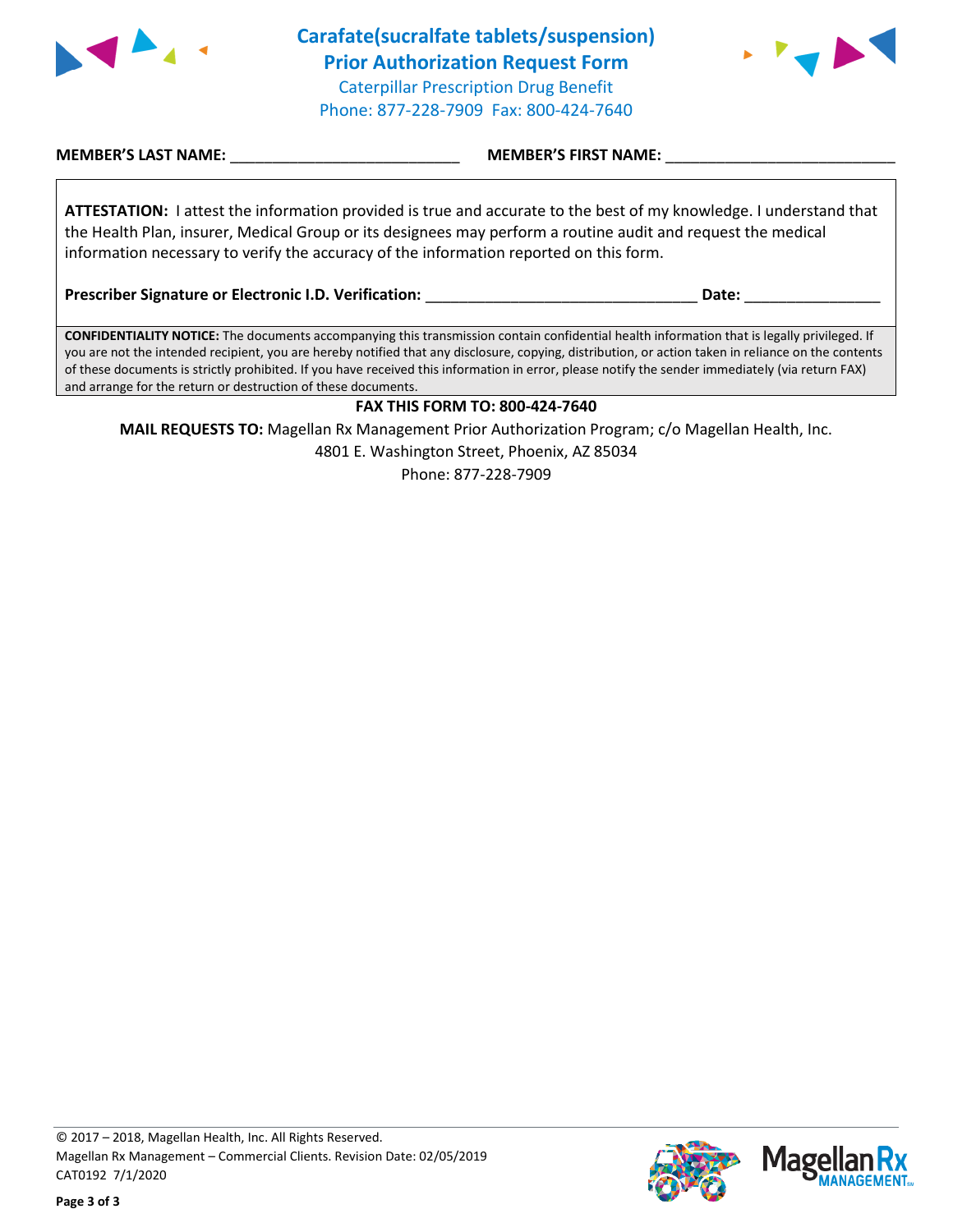# Carafate(sucralfate tablets/suspension)
# Prior Authorization Request Form

Caterpillar Prescription Drug Benefit
Phone: 877-228-7909  Fax: 800-424-7640

**MEMBER'S LAST NAME:** ___________________________ **MEMBER'S FIRST NAME:** ___________________________

**ATTESTATION:** I attest the information provided is true and accurate to the best of my knowledge. I understand that the Health Plan, insurer, Medical Group or its designees may perform a routine audit and request the medical information necessary to verify the accuracy of the information reported on this form.

**Prescriber Signature or Electronic I.D. Verification:** ________________________________ **Date:** ________________

**CONFIDENTIALITY NOTICE:** The documents accompanying this transmission contain confidential health information that is legally privileged. If you are not the intended recipient, you are hereby notified that any disclosure, copying, distribution, or action taken in reliance on the contents of these documents is strictly prohibited. If you have received this information in error, please notify the sender immediately (via return FAX) and arrange for the return or destruction of these documents.

**FAX THIS FORM TO: 800-424-7640**

**MAIL REQUESTS TO:** Magellan Rx Management Prior Authorization Program; c/o Magellan Health, Inc.
4801 E. Washington Street, Phoenix, AZ 85034
Phone: 877-228-7909

© 2017 – 2018, Magellan Health, Inc. All Rights Reserved.
Magellan Rx Management – Commercial Clients. Revision Date: 02/05/2019
CAT0192 7/1/2020